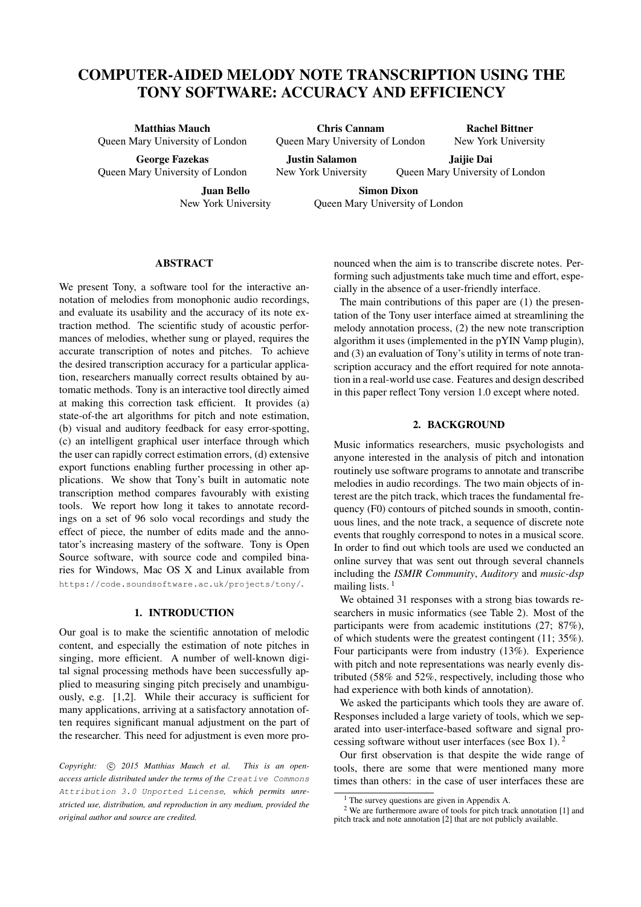# COMPUTER-AIDED MELODY NOTE TRANSCRIPTION USING THE TONY SOFTWARE: ACCURACY AND EFFICIENCY

**Matthias Mauch**
Queen Mary University of London

**Chris Cannam**
Queen Mary University of London

**Rachel Bittner**
New York University

**George Fazekas**
Queen Mary University of London

**Justin Salamon**
New York University

**Jaijie Dai**
Queen Mary University of London

**Juan Bello**
New York University

**Simon Dixon**
Queen Mary University of London

## ABSTRACT

We present Tony, a software tool for the interactive annotation of melodies from monophonic audio recordings, and evaluate its usability and the accuracy of its note extraction method. The scientific study of acoustic performances of melodies, whether sung or played, requires the accurate transcription of notes and pitches. To achieve the desired transcription accuracy for a particular application, researchers manually correct results obtained by automatic methods. Tony is an interactive tool directly aimed at making this correction task efficient. It provides (a) state-of-the art algorithms for pitch and note estimation, (b) visual and auditory feedback for easy error-spotting, (c) an intelligent graphical user interface through which the user can rapidly correct estimation errors, (d) extensive export functions enabling further processing in other applications. We show that Tony's built in automatic note transcription method compares favourably with existing tools. We report how long it takes to annotate recordings on a set of 96 solo vocal recordings and study the effect of piece, the number of edits made and the annotator's increasing mastery of the software. Tony is Open Source software, with source code and compiled binaries for Windows, Mac OS X and Linux available from https://code.soundsoftware.ac.uk/projects/tony/.

## 1. INTRODUCTION

Our goal is to make the scientific annotation of melodic content, and especially the estimation of note pitches in singing, more efficient. A number of well-known digital signal processing methods have been successfully applied to measuring singing pitch precisely and unambiguously, e.g. [1,2]. While their accuracy is sufficient for many applications, arriving at a satisfactory annotation often requires significant manual adjustment on the part of the researcher. This need for adjustment is even more pronounced when the aim is to transcribe discrete notes. Performing such adjustments take much time and effort, especially in the absence of a user-friendly interface.

The main contributions of this paper are (1) the presentation of the Tony user interface aimed at streamlining the melody annotation process, (2) the new note transcription algorithm it uses (implemented in the pYIN Vamp plugin), and (3) an evaluation of Tony's utility in terms of note transcription accuracy and the effort required for note annotation in a real-world use case. Features and design described in this paper reflect Tony version 1.0 except where noted.

## 2. BACKGROUND

Music informatics researchers, music psychologists and anyone interested in the analysis of pitch and intonation routinely use software programs to annotate and transcribe melodies in audio recordings. The two main objects of interest are the pitch track, which traces the fundamental frequency (F0) contours of pitched sounds in smooth, continuous lines, and the note track, a sequence of discrete note events that roughly correspond to notes in a musical score. In order to find out which tools are used we conducted an online survey that was sent out through several channels including the *ISMIR Community*, *Auditory* and *music-dsp* mailing lists. [1]

We obtained 31 responses with a strong bias towards researchers in music informatics (see Table 2). Most of the participants were from academic institutions (27; 87%), of which students were the greatest contingent (11; 35%). Four participants were from industry (13%). Experience with pitch and note representations was nearly evenly distributed (58% and 52%, respectively, including those who had experience with both kinds of annotation).

We asked the participants which tools they are aware of. Responses included a large variety of tools, which we separated into user-interface-based software and signal processing software without user interfaces (see Box 1). [2]

Our first observation is that despite the wide range of tools, there are some that were mentioned many more times than others: in the case of user interfaces these are

*Copyright: © 2015 Matthias Mauch et al. This is an open-access article distributed under the terms of the Creative Commons Attribution 3.0 Unported License, which permits unrestricted use, distribution, and reproduction in any medium, provided the original author and source are credited.*

[1] The survey questions are given in Appendix A.

[2] We are furthermore aware of tools for pitch track annotation [1] and pitch track and note annotation [2] that are not publicly available.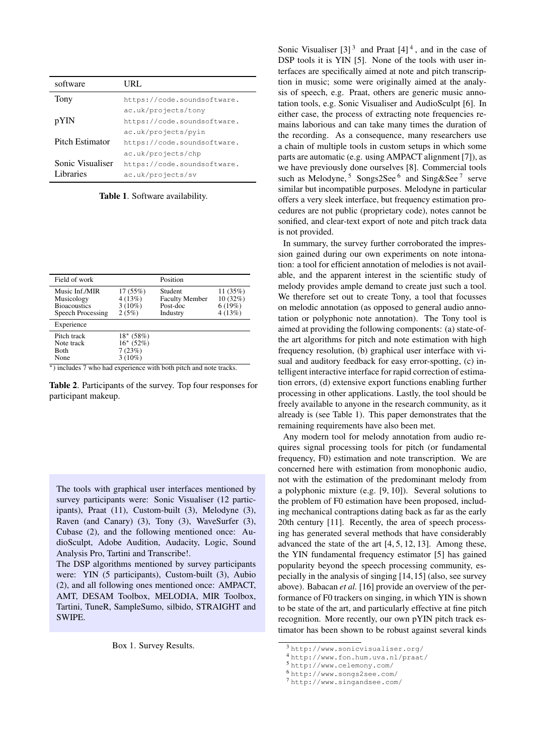| software | URL |
| --- | --- |
| Tony | https://code.soundsoftware.ac.uk/projects/tony |
| pYIN | https://code.soundsoftware.ac.uk/projects/pyin |
| Pitch Estimator | https://code.soundsoftware.ac.uk/projects/chp |
| Sonic Visualiser Libraries | https://code.soundsoftware.ac.uk/projects/sv |

**Table 1**. Software availability.

| Field of work | | Position | |
| --- | --- | --- | --- |
| Music Inf./MIR | 17 (55%) | Student | 11 (35%) |
| Musicology | 4 (13%) | Faculty Member | 10 (32%) |
| Bioacoustics | 3 (10%) | Post-doc | 6 (19%) |
| Speech Processing | 2 (5%) | Industry | 4 (13%) |
| **Experience** | | | |
| Pitch track | 18* (58%) | | |
| Note track | 16* (52%) | | |
| Both | 7 (23%) | | |
| None | 3 (10%) | | |

*) includes 7 who had experience with both pitch and note tracks.

**Table 2**. Participants of the survey. Top four responses for participant makeup.

> The tools with graphical user interfaces mentioned by survey participants were: Sonic Visualiser (12 participants), Praat (11), Custom-built (3), Melodyne (3), Raven (and Canary) (3), Tony (3), WaveSurfer (3), Cubase (2), and the following mentioned once: AudioSculpt, Adobe Audition, Audacity, Logic, Sound Analysis Pro, Tartini and Transcribe!.
>
> The DSP algorithms mentioned by survey participants were: YIN (5 participants), Custom-built (3), Aubio (2), and all following ones mentioned once: AMPACT, AMT, DESAM Toolbox, MELODIA, MIR Toolbox, Tartini, TuneR, SampleSumo, silbido, STRAIGHT and SWIPE.

Box 1. Survey Results.

Sonic Visualiser [3] [3] and Praat [4] [4], and in the case of DSP tools it is YIN [5]. None of the tools with user interfaces are specifically aimed at note and pitch transcription in music; some were originally aimed at the analysis of speech, e.g. Praat, others are generic music annotation tools, e.g. Sonic Visualiser and AudioSculpt [6]. In either case, the process of extracting note frequencies remains laborious and can take many times the duration of the recording. As a consequence, many researchers use a chain of multiple tools in custom setups in which some parts are automatic (e.g. using AMPACT alignment [7]), as we have previously done ourselves [8]. Commercial tools such as Melodyne, [5] Songs2See [6] and Sing&See [7] serve similar but incompatible purposes. Melodyne in particular offers a very sleek interface, but frequency estimation procedures are not public (proprietary code), notes cannot be sonified, and clear-text export of note and pitch track data is not provided.

In summary, the survey further corroborated the impression gained during our own experiments on note intonation: a tool for efficient annotation of melodies is not available, and the apparent interest in the scientific study of melody provides ample demand to create just such a tool. We therefore set out to create Tony, a tool that focusses on melodic annotation (as opposed to general audio annotation or polyphonic note annotation). The Tony tool is aimed at providing the following components: (a) state-of-the art algorithms for pitch and note estimation with high frequency resolution, (b) graphical user interface with visual and auditory feedback for easy error-spotting, (c) intelligent interactive interface for rapid correction of estimation errors, (d) extensive export functions enabling further processing in other applications. Lastly, the tool should be freely available to anyone in the research community, as it already is (see Table 1). This paper demonstrates that the remaining requirements have also been met.

Any modern tool for melody annotation from audio requires signal processing tools for pitch (or fundamental frequency, F0) estimation and note transcription. We are concerned here with estimation from monophonic audio, not with the estimation of the predominant melody from a polyphonic mixture (e.g. [9, 10]). Several solutions to the problem of F0 estimation have been proposed, including mechanical contraptions dating back as far as the early 20th century [11]. Recently, the area of speech processing has generated several methods that have considerably advanced the state of the art [4, 5, 12, 13]. Among these, the YIN fundamental frequency estimator [5] has gained popularity beyond the speech processing community, especially in the analysis of singing [14, 15] (also, see survey above). Babacan *et al.* [16] provide an overview of the performance of F0 trackers on singing, in which YIN is shown to be state of the art, and particularly effective at fine pitch recognition. More recently, our own pYIN pitch track estimator has been shown to be robust against several kinds

[3] http://www.sonicvisualiser.org/
[4] http://www.fon.hum.uva.nl/praat/
[5] http://www.celemony.com/
[6] http://www.songs2see.com/
[7] http://www.singandsee.com/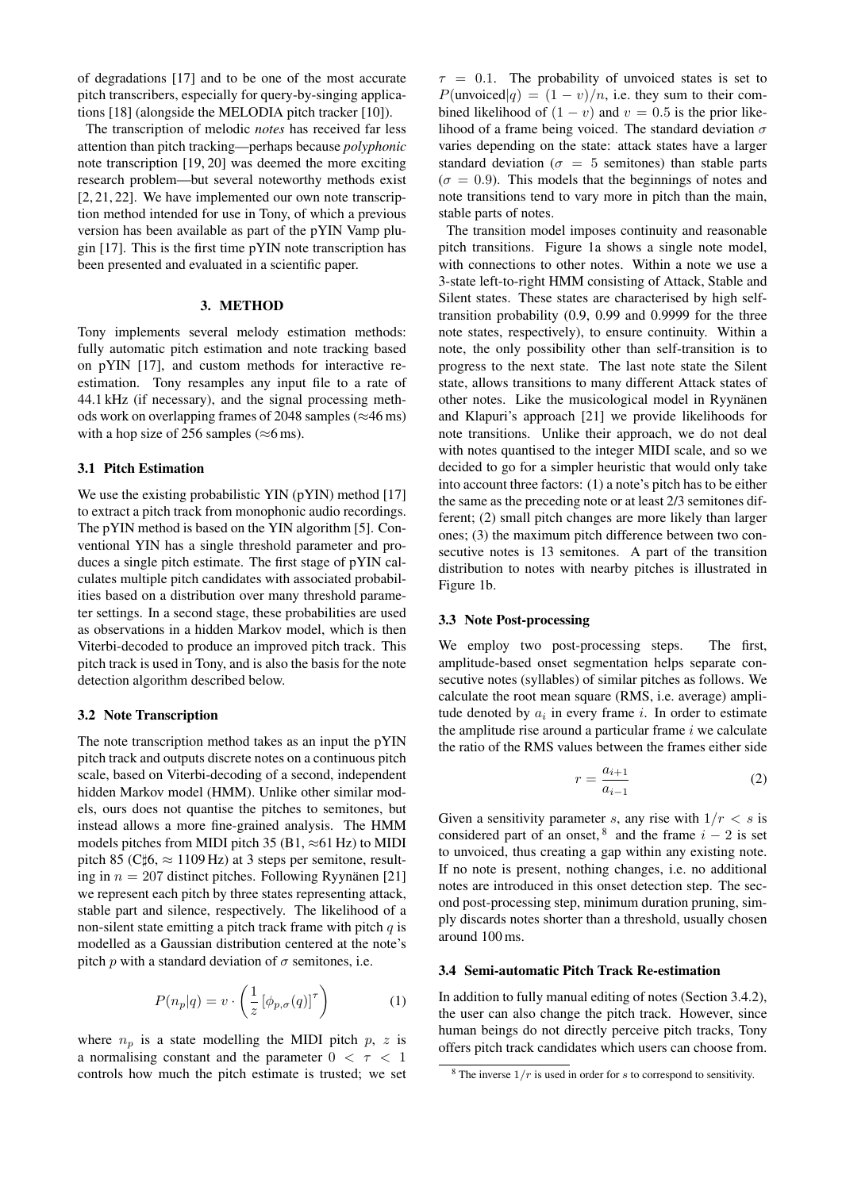of degradations [17] and to be one of the most accurate pitch transcribers, especially for query-by-singing applications [18] (alongside the MELODIA pitch tracker [10]).

The transcription of melodic *notes* has received far less attention than pitch tracking—perhaps because *polyphonic* note transcription [19, 20] was deemed the more exciting research problem—but several noteworthy methods exist [2, 21, 22]. We have implemented our own note transcription method intended for use in Tony, of which a previous version has been available as part of the pYIN Vamp plugin [17]. This is the first time pYIN note transcription has been presented and evaluated in a scientific paper.

## 3. METHOD

Tony implements several melody estimation methods: fully automatic pitch estimation and note tracking based on pYIN [17], and custom methods for interactive re-estimation. Tony resamples any input file to a rate of 44.1 kHz (if necessary), and the signal processing methods work on overlapping frames of 2048 samples (≈46 ms) with a hop size of 256 samples (≈6 ms).

### 3.1 Pitch Estimation

We use the existing probabilistic YIN (pYIN) method [17] to extract a pitch track from monophonic audio recordings. The pYIN method is based on the YIN algorithm [5]. Conventional YIN has a single threshold parameter and produces a single pitch estimate. The first stage of pYIN calculates multiple pitch candidates with associated probabilities based on a distribution over many threshold parameter settings. In a second stage, these probabilities are used as observations in a hidden Markov model, which is then Viterbi-decoded to produce an improved pitch track. This pitch track is used in Tony, and is also the basis for the note detection algorithm described below.

### 3.2 Note Transcription

The note transcription method takes as an input the pYIN pitch track and outputs discrete notes on a continuous pitch scale, based on Viterbi-decoding of a second, independent hidden Markov model (HMM). Unlike other similar models, ours does not quantise the pitches to semitones, but instead allows a more fine-grained analysis. The HMM models pitches from MIDI pitch 35 (B1, ≈61 Hz) to MIDI pitch 85 (C♯6, ≈ 1109 Hz) at 3 steps per semitone, resulting in $n = 207$ distinct pitches. Following Ryynänen [21] we represent each pitch by three states representing attack, stable part and silence, respectively. The likelihood of a non-silent state emitting a pitch track frame with pitch $q$ is modelled as a Gaussian distribution centered at the note's pitch $p$ with a standard deviation of $\sigma$ semitones, i.e.

$$P(n_p|q) = v \cdot \left( \frac{1}{z} \left[ \phi_{p,\sigma}(q) \right]^{\tau} \right) \tag{1}$$

where $n_p$ is a state modelling the MIDI pitch $p$, $z$ is a normalising constant and the parameter $0 < \tau < 1$ controls how much the pitch estimate is trusted; we set $\tau = 0.1$. The probability of unvoiced states is set to $P(\text{unvoiced}|q) = (1 - v)/n$, i.e. they sum to their combined likelihood of $(1 - v)$ and $v = 0.5$ is the prior likelihood of a frame being voiced. The standard deviation $\sigma$ varies depending on the state: attack states have a larger standard deviation ($\sigma = 5$ semitones) than stable parts ($\sigma = 0.9$). This models that the beginnings of notes and note transitions tend to vary more in pitch than the main, stable parts of notes.

The transition model imposes continuity and reasonable pitch transitions. Figure 1a shows a single note model, with connections to other notes. Within a note we use a 3-state left-to-right HMM consisting of Attack, Stable and Silent states. These states are characterised by high self-transition probability (0.9, 0.99 and 0.9999 for the three note states, respectively), to ensure continuity. Within a note, the only possibility other than self-transition is to progress to the next state. The last note state the Silent state, allows transitions to many different Attack states of other notes. Like the musicological model in Ryynänen and Klapuri's approach [21] we provide likelihoods for note transitions. Unlike their approach, we do not deal with notes quantised to the integer MIDI scale, and so we decided to go for a simpler heuristic that would only take into account three factors: (1) a note's pitch has to be either the same as the preceding note or at least 2/3 semitones different; (2) small pitch changes are more likely than larger ones; (3) the maximum pitch difference between two consecutive notes is 13 semitones. A part of the transition distribution to notes with nearby pitches is illustrated in Figure 1b.

### 3.3 Note Post-processing

We employ two post-processing steps. The first, amplitude-based onset segmentation helps separate consecutive notes (syllables) of similar pitches as follows. We calculate the root mean square (RMS, i.e. average) amplitude denoted by $a_i$ in every frame $i$. In order to estimate the amplitude rise around a particular frame $i$ we calculate the ratio of the RMS values between the frames either side

$$r = \frac{a_{i+1}}{a_{i-1}} \tag{2}$$

Given a sensitivity parameter $s$, any rise with $1/r < s$ is considered part of an onset, [8] and the frame $i - 2$ is set to unvoiced, thus creating a gap within any existing note. If no note is present, nothing changes, i.e. no additional notes are introduced in this onset detection step. The second post-processing step, minimum duration pruning, simply discards notes shorter than a threshold, usually chosen around 100 ms.

### 3.4 Semi-automatic Pitch Track Re-estimation

In addition to fully manual editing of notes (Section 3.4.2), the user can also change the pitch track. However, since human beings do not directly perceive pitch tracks, Tony offers pitch track candidates which users can choose from.

[8] The inverse $1/r$ is used in order for $s$ to correspond to sensitivity.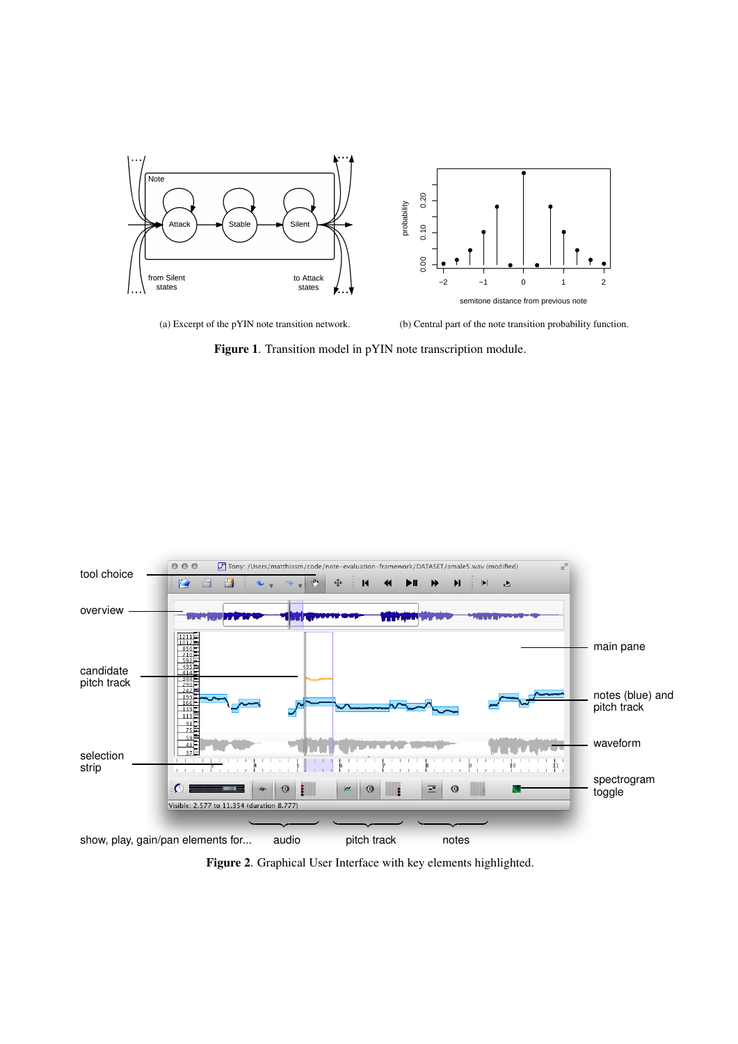(a) Excerpt of the pYIN note transition network.

(b) Central part of the note transition probability function.

**Figure 1**. Transition model in pYIN note transcription module.

**Figure 2**. Graphical User Interface with key elements highlighted.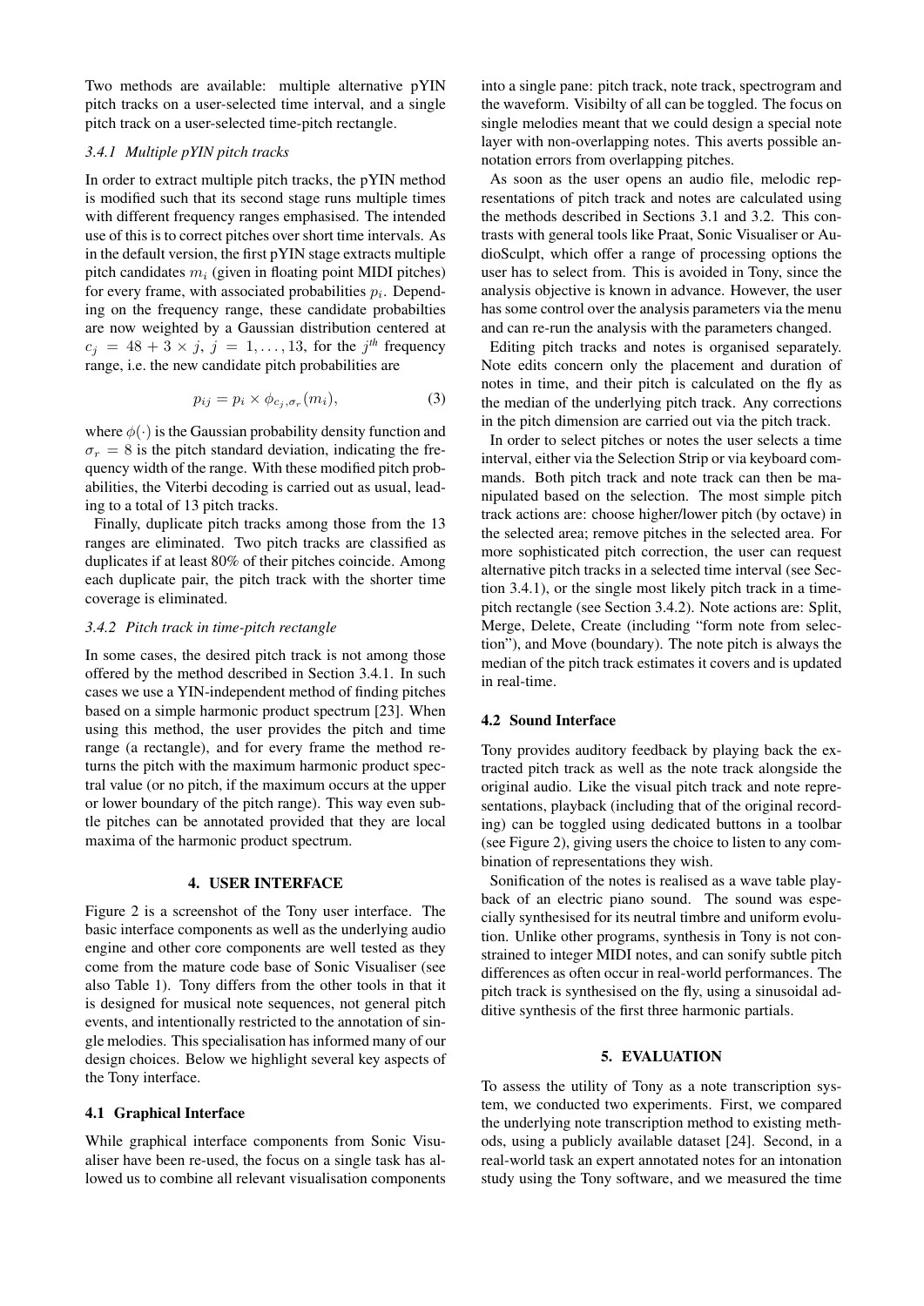Two methods are available: multiple alternative pYIN pitch tracks on a user-selected time interval, and a single pitch track on a user-selected time-pitch rectangle.

### 3.4.1 Multiple pYIN pitch tracks

In order to extract multiple pitch tracks, the pYIN method is modified such that its second stage runs multiple times with different frequency ranges emphasised. The intended use of this is to correct pitches over short time intervals. As in the default version, the first pYIN stage extracts multiple pitch candidates $m_i$ (given in floating point MIDI pitches) for every frame, with associated probabilities $p_i$. Depending on the frequency range, these candidate probabilties are now weighted by a Gaussian distribution centered at $c_j = 48 + 3 \times j$, $j = 1, \ldots, 13$, for the $j^{th}$ frequency range, i.e. the new candidate pitch probabilities are

$$p_{ij} = p_i \times \phi_{c_j,\sigma_r}(m_i), \tag{3}$$

where $\phi(\cdot)$ is the Gaussian probability density function and $\sigma_r = 8$ is the pitch standard deviation, indicating the frequency width of the range. With these modified pitch probabilities, the Viterbi decoding is carried out as usual, leading to a total of 13 pitch tracks.

Finally, duplicate pitch tracks among those from the 13 ranges are eliminated. Two pitch tracks are classified as duplicates if at least 80% of their pitches coincide. Among each duplicate pair, the pitch track with the shorter time coverage is eliminated.

### 3.4.2 Pitch track in time-pitch rectangle

In some cases, the desired pitch track is not among those offered by the method described in Section 3.4.1. In such cases we use a YIN-independent method of finding pitches based on a simple harmonic product spectrum [23]. When using this method, the user provides the pitch and time range (a rectangle), and for every frame the method returns the pitch with the maximum harmonic product spectral value (or no pitch, if the maximum occurs at the upper or lower boundary of the pitch range). This way even subtle pitches can be annotated provided that they are local maxima of the harmonic product spectrum.

## 4. USER INTERFACE

Figure 2 is a screenshot of the Tony user interface. The basic interface components as well as the underlying audio engine and other core components are well tested as they come from the mature code base of Sonic Visualiser (see also Table 1). Tony differs from the other tools in that it is designed for musical note sequences, not general pitch events, and intentionally restricted to the annotation of single melodies. This specialisation has informed many of our design choices. Below we highlight several key aspects of the Tony interface.

### 4.1 Graphical Interface

While graphical interface components from Sonic Visualiser have been re-used, the focus on a single task has allowed us to combine all relevant visualisation components into a single pane: pitch track, note track, spectrogram and the waveform. Visibilty of all can be toggled. The focus on single melodies meant that we could design a special note layer with non-overlapping notes. This averts possible annotation errors from overlapping pitches.

As soon as the user opens an audio file, melodic representations of pitch track and notes are calculated using the methods described in Sections 3.1 and 3.2. This contrasts with general tools like Praat, Sonic Visualiser or AudioSculpt, which offer a range of processing options the user has to select from. This is avoided in Tony, since the analysis objective is known in advance. However, the user has some control over the analysis parameters via the menu and can re-run the analysis with the parameters changed.

Editing pitch tracks and notes is organised separately. Note edits concern only the placement and duration of notes in time, and their pitch is calculated on the fly as the median of the underlying pitch track. Any corrections in the pitch dimension are carried out via the pitch track.

In order to select pitches or notes the user selects a time interval, either via the Selection Strip or via keyboard commands. Both pitch track and note track can then be manipulated based on the selection. The most simple pitch track actions are: choose higher/lower pitch (by octave) in the selected area; remove pitches in the selected area. For more sophisticated pitch correction, the user can request alternative pitch tracks in a selected time interval (see Section 3.4.1), or the single most likely pitch track in a time-pitch rectangle (see Section 3.4.2). Note actions are: Split, Merge, Delete, Create (including "form note from selection"), and Move (boundary). The note pitch is always the median of the pitch track estimates it covers and is updated in real-time.

### 4.2 Sound Interface

Tony provides auditory feedback by playing back the extracted pitch track as well as the note track alongside the original audio. Like the visual pitch track and note representations, playback (including that of the original recording) can be toggled using dedicated buttons in a toolbar (see Figure 2), giving users the choice to listen to any combination of representations they wish.

Sonification of the notes is realised as a wave table playback of an electric piano sound. The sound was especially synthesised for its neutral timbre and uniform evolution. Unlike other programs, synthesis in Tony is not constrained to integer MIDI notes, and can sonify subtle pitch differences as often occur in real-world performances. The pitch track is synthesised on the fly, using a sinusoidal additive synthesis of the first three harmonic partials.

## 5. EVALUATION

To assess the utility of Tony as a note transcription system, we conducted two experiments. First, we compared the underlying note transcription method to existing methods, using a publicly available dataset [24]. Second, in a real-world task an expert annotated notes for an intonation study using the Tony software, and we measured the time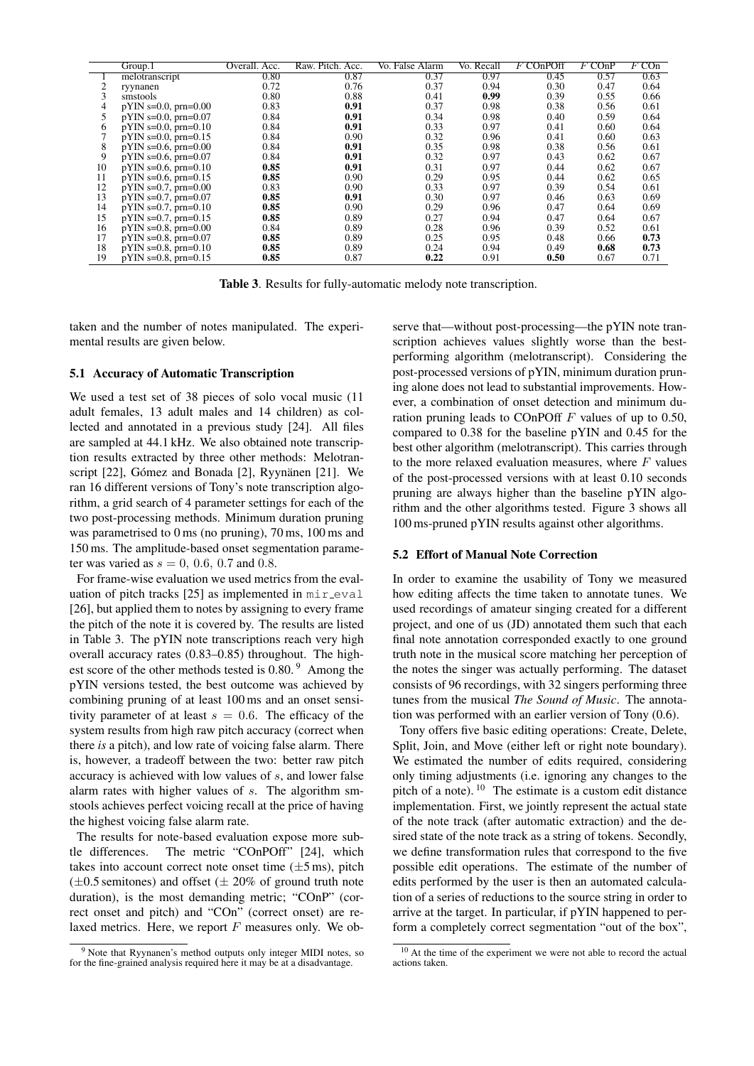|  | Group.1 | Overall. Acc. | Raw. Pitch. Acc. | Vo. False Alarm | Vo. Recall | $F$ COnPOff | $F$ COnP | $F$ COn |
|---|---|---|---|---|---|---|---|---|
| 1 | melotranscript | 0.80 | 0.87 | 0.37 | 0.97 | 0.45 | 0.57 | 0.63 |
| 2 | ryynanen | 0.72 | 0.76 | 0.37 | 0.94 | 0.30 | 0.47 | 0.64 |
| 3 | smstools | 0.80 | 0.88 | 0.41 | **0.99** | 0.39 | 0.55 | 0.66 |
| 4 | pYIN s=0.0, prn=0.00 | 0.83 | **0.91** | 0.37 | 0.98 | 0.38 | 0.56 | 0.61 |
| 5 | pYIN s=0.0, prn=0.07 | 0.84 | **0.91** | 0.34 | 0.98 | 0.40 | 0.59 | 0.64 |
| 6 | pYIN s=0.0, prn=0.10 | 0.84 | **0.91** | 0.33 | 0.97 | 0.41 | 0.60 | 0.64 |
| 7 | pYIN s=0.0, prn=0.15 | 0.84 | 0.90 | 0.32 | 0.96 | 0.41 | 0.60 | 0.63 |
| 8 | pYIN s=0.6, prn=0.00 | 0.84 | **0.91** | 0.35 | 0.98 | 0.38 | 0.56 | 0.61 |
| 9 | pYIN s=0.6, prn=0.07 | 0.84 | **0.91** | 0.32 | 0.97 | 0.43 | 0.62 | 0.67 |
| 10 | pYIN s=0.6, prn=0.10 | **0.85** | **0.91** | 0.31 | 0.97 | 0.44 | 0.62 | 0.67 |
| 11 | pYIN s=0.6, prn=0.15 | **0.85** | 0.90 | 0.29 | 0.95 | 0.44 | 0.62 | 0.65 |
| 12 | pYIN s=0.7, prn=0.00 | 0.83 | 0.90 | 0.33 | 0.97 | 0.39 | 0.54 | 0.61 |
| 13 | pYIN s=0.7, prn=0.07 | **0.85** | **0.91** | 0.30 | 0.97 | 0.46 | 0.63 | 0.69 |
| 14 | pYIN s=0.7, prn=0.10 | **0.85** | 0.90 | 0.29 | 0.96 | 0.47 | 0.64 | 0.69 |
| 15 | pYIN s=0.7, prn=0.15 | **0.85** | 0.89 | 0.27 | 0.94 | 0.47 | 0.64 | 0.67 |
| 16 | pYIN s=0.8, prn=0.00 | 0.84 | 0.89 | 0.28 | 0.96 | 0.39 | 0.52 | 0.61 |
| 17 | pYIN s=0.8, prn=0.07 | **0.85** | 0.89 | 0.25 | 0.95 | 0.48 | 0.66 | **0.73** |
| 18 | pYIN s=0.8, prn=0.10 | **0.85** | 0.89 | 0.24 | 0.94 | 0.49 | **0.68** | **0.73** |
| 19 | pYIN s=0.8, prn=0.15 | **0.85** | 0.87 | **0.22** | 0.91 | **0.50** | 0.67 | 0.71 |

**Table 3**. Results for fully-automatic melody note transcription.

taken and the number of notes manipulated. The experimental results are given below.

### 5.1 Accuracy of Automatic Transcription

We used a test set of 38 pieces of solo vocal music (11 adult females, 13 adult males and 14 children) as collected and annotated in a previous study [24]. All files are sampled at 44.1 kHz. We also obtained note transcription results extracted by three other methods: Melotranscript [22], Gómez and Bonada [2], Ryynänen [21]. We ran 16 different versions of Tony's note transcription algorithm, a grid search of 4 parameter settings for each of the two post-processing methods. Minimum duration pruning was parametrised to 0 ms (no pruning), 70 ms, 100 ms and 150 ms. The amplitude-based onset segmentation parameter was varied as $s = 0,\ 0.6,\ 0.7$ and $0.8$.

For frame-wise evaluation we used metrics from the evaluation of pitch tracks [25] as implemented in mir_eval [26], but applied them to notes by assigning to every frame the pitch of the note it is covered by. The results are listed in Table 3. The pYIN note transcriptions reach very high overall accuracy rates (0.83–0.85) throughout. The highest score of the other methods tested is 0.80.[9] Among the pYIN versions tested, the best outcome was achieved by combining pruning of at least 100 ms and an onset sensitivity parameter of at least $s = 0.6$. The efficacy of the system results from high raw pitch accuracy (correct when there *is* a pitch), and low rate of voicing false alarm. There is, however, a tradeoff between the two: better raw pitch accuracy is achieved with low values of $s$, and lower false alarm rates with higher values of $s$. The algorithm smstools achieves perfect voicing recall at the price of having the highest voicing false alarm rate.

The results for note-based evaluation expose more subtle differences. The metric "COnPOff" [24], which takes into account correct note onset time ($\pm$5 ms), pitch ($\pm$0.5 semitones) and offset ($\pm$ 20% of ground truth note duration), is the most demanding metric; "COnP" (correct onset and pitch) and "COn" (correct onset) are relaxed metrics. Here, we report $F$ measures only. We observe that—without post-processing—the pYIN note transcription achieves values slightly worse than the best-performing algorithm (melotranscript). Considering the post-processed versions of pYIN, minimum duration pruning alone does not lead to substantial improvements. However, a combination of onset detection and minimum duration pruning leads to COnPOff $F$ values of up to 0.50, compared to 0.38 for the baseline pYIN and 0.45 for the best other algorithm (melotranscript). This carries through to the more relaxed evaluation measures, where $F$ values of the post-processed versions with at least 0.10 seconds pruning are always higher than the baseline pYIN algorithm and the other algorithms tested. Figure 3 shows all 100 ms-pruned pYIN results against other algorithms.

### 5.2 Effort of Manual Note Correction

In order to examine the usability of Tony we measured how editing affects the time taken to annotate tunes. We used recordings of amateur singing created for a different project, and one of us (JD) annotated them such that each final note annotation corresponded exactly to one ground truth note in the musical score matching her perception of the notes the singer was actually performing. The dataset consists of 96 recordings, with 32 singers performing three tunes from the musical *The Sound of Music*. The annotation was performed with an earlier version of Tony (0.6).

Tony offers five basic editing operations: Create, Delete, Split, Join, and Move (either left or right note boundary). We estimated the number of edits required, considering only timing adjustments (i.e. ignoring any changes to the pitch of a note).[10] The estimate is a custom edit distance implementation. First, we jointly represent the actual state of the note track (after automatic extraction) and the desired state of the note track as a string of tokens. Secondly, we define transformation rules that correspond to the five possible edit operations. The estimate of the number of edits performed by the user is then an automated calculation of a series of reductions to the source string in order to arrive at the target. In particular, if pYIN happened to perform a completely correct segmentation "out of the box",

[9] Note that Ryynanen's method outputs only integer MIDI notes, so for the fine-grained analysis required here it may be at a disadvantage.

[10] At the time of the experiment we were not able to record the actual actions taken.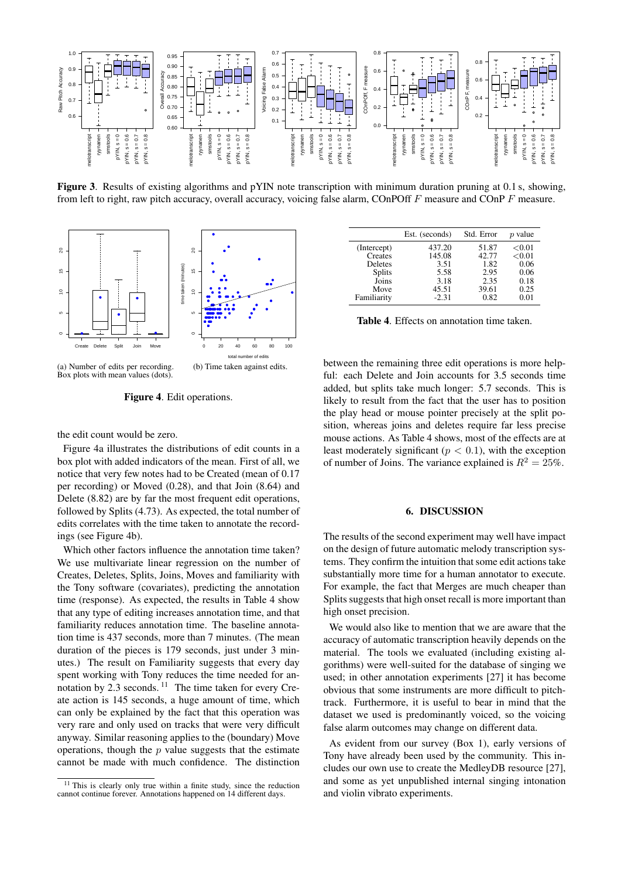**Figure 3**. Results of existing algorithms and pYIN note transcription with minimum duration pruning at 0.1 s, showing, from left to right, raw pitch accuracy, overall accuracy, voicing false alarm, COnPOff $F$ measure and COnP $F$ measure.

(a) Number of edits per recording. Box plots with mean values (dots).

(b) Time taken against edits.

**Figure 4**. Edit operations.

the edit count would be zero.

Figure 4a illustrates the distributions of edit counts in a box plot with added indicators of the mean. First of all, we notice that very few notes had to be Created (mean of 0.17 per recording) or Moved (0.28), and that Join (8.64) and Delete (8.82) are by far the most frequent edit operations, followed by Splits (4.73). As expected, the total number of edits correlates with the time taken to annotate the recordings (see Figure 4b).

Which other factors influence the annotation time taken? We use multivariate linear regression on the number of Creates, Deletes, Splits, Joins, Moves and familiarity with the Tony software (covariates), predicting the annotation time (response). As expected, the results in Table 4 show that any type of editing increases annotation time, and that familiarity reduces annotation time. The baseline annotation time is 437 seconds, more than 7 minutes. (The mean duration of the pieces is 179 seconds, just under 3 minutes.) The result on Familiarity suggests that every day spent working with Tony reduces the time needed for annotation by 2.3 seconds. [11] The time taken for every Create action is 145 seconds, a huge amount of time, which can only be explained by the fact that this operation was very rare and only used on tracks that were very difficult anyway. Similar reasoning applies to the (boundary) Move operations, though the $p$ value suggests that the estimate cannot be made with much confidence. The distinction

[11] This is clearly only true within a finite study, since the reduction cannot continue forever. Annotations happened on 14 different days.

| | Est. (seconds) | Std. Error | $p$ value |
|---|---|---|---|
| (Intercept) | 437.20 | 51.87 | $<$0.01 |
| Creates | 145.08 | 42.77 | $<$0.01 |
| Deletes | 3.51 | 1.82 | 0.06 |
| Splits | 5.58 | 2.95 | 0.06 |
| Joins | 3.18 | 2.35 | 0.18 |
| Move | 45.51 | 39.61 | 0.25 |
| Familiarity | -2.31 | 0.82 | 0.01 |

**Table 4**. Effects on annotation time taken.

between the remaining three edit operations is more helpful: each Delete and Join accounts for 3.5 seconds time added, but splits take much longer: 5.7 seconds. This is likely to result from the fact that the user has to position the play head or mouse pointer precisely at the split position, whereas joins and deletes require far less precise mouse actions. As Table 4 shows, most of the effects are at least moderately significant ($p < 0.1$), with the exception of number of Joins. The variance explained is $R^2 = 25\%$.

## 6. DISCUSSION

The results of the second experiment may well have impact on the design of future automatic melody transcription systems. They confirm the intuition that some edit actions take substantially more time for a human annotator to execute. For example, the fact that Merges are much cheaper than Splits suggests that high onset recall is more important than high onset precision.

We would also like to mention that we are aware that the accuracy of automatic transcription heavily depends on the material. The tools we evaluated (including existing algorithms) were well-suited for the database of singing we used; in other annotation experiments [27] it has become obvious that some instruments are more difficult to pitch-track. Furthermore, it is useful to bear in mind that the dataset we used is predominantly voiced, so the voicing false alarm outcomes may change on different data.

As evident from our survey (Box 1), early versions of Tony have already been used by the community. This includes our own use to create the MedleyDB resource [27], and some as yet unpublished internal singing intonation and violin vibrato experiments.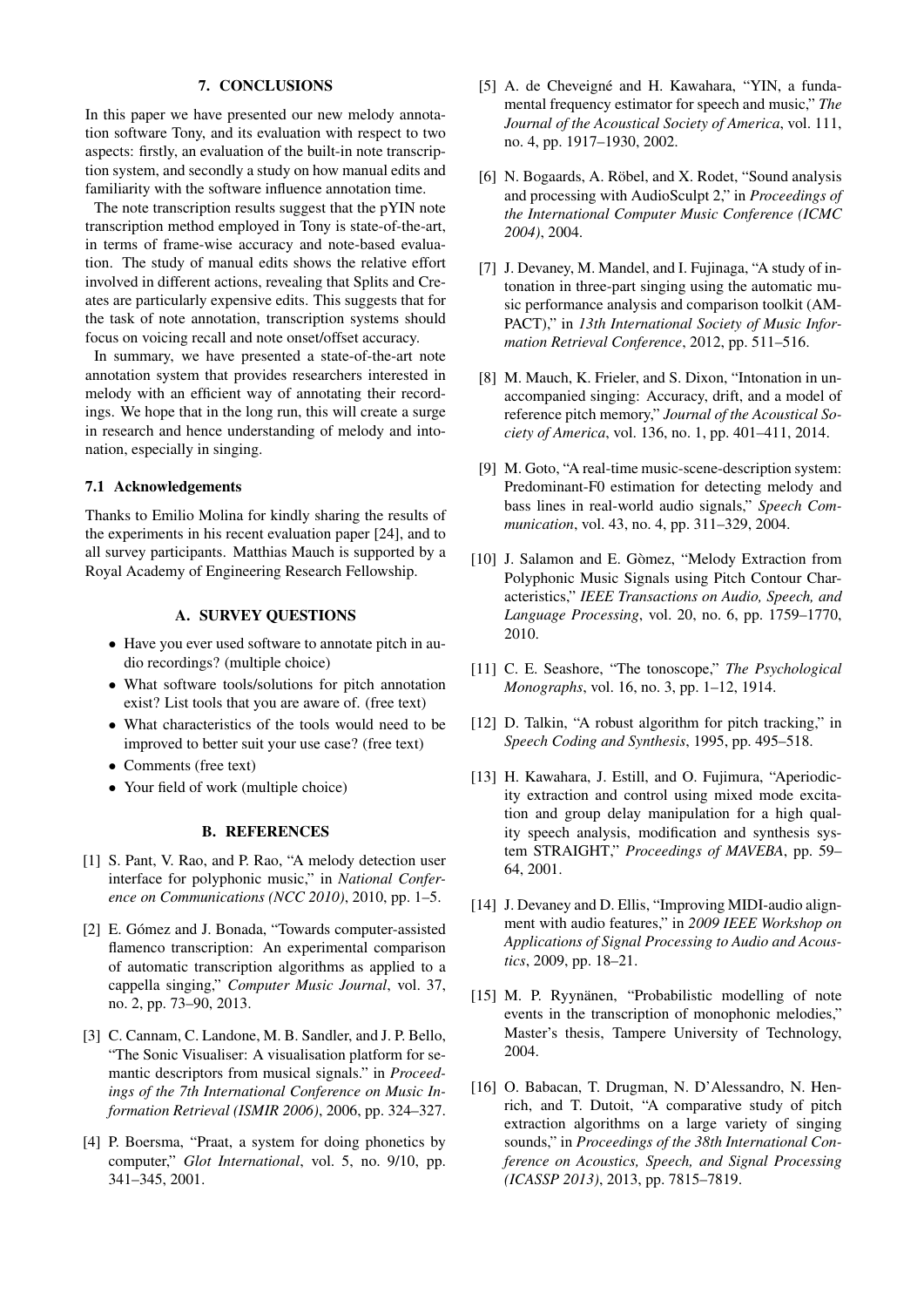## 7. CONCLUSIONS

In this paper we have presented our new melody annotation software Tony, and its evaluation with respect to two aspects: firstly, an evaluation of the built-in note transcription system, and secondly a study on how manual edits and familiarity with the software influence annotation time.

The note transcription results suggest that the pYIN note transcription method employed in Tony is state-of-the-art, in terms of frame-wise accuracy and note-based evaluation. The study of manual edits shows the relative effort involved in different actions, revealing that Splits and Creates are particularly expensive edits. This suggests that for the task of note annotation, transcription systems should focus on voicing recall and note onset/offset accuracy.

In summary, we have presented a state-of-the-art note annotation system that provides researchers interested in melody with an efficient way of annotating their recordings. We hope that in the long run, this will create a surge in research and hence understanding of melody and intonation, especially in singing.

### 7.1 Acknowledgements

Thanks to Emilio Molina for kindly sharing the results of the experiments in his recent evaluation paper [24], and to all survey participants. Matthias Mauch is supported by a Royal Academy of Engineering Research Fellowship.

## A. SURVEY QUESTIONS

- Have you ever used software to annotate pitch in audio recordings? (multiple choice)
- What software tools/solutions for pitch annotation exist? List tools that you are aware of. (free text)
- What characteristics of the tools would need to be improved to better suit your use case? (free text)
- Comments (free text)
- Your field of work (multiple choice)

## B. REFERENCES

[1] S. Pant, V. Rao, and P. Rao, "A melody detection user interface for polyphonic music," in *National Conference on Communications (NCC 2010)*, 2010, pp. 1–5.

[2] E. Gómez and J. Bonada, "Towards computer-assisted flamenco transcription: An experimental comparison of automatic transcription algorithms as applied to a cappella singing," *Computer Music Journal*, vol. 37, no. 2, pp. 73–90, 2013.

[3] C. Cannam, C. Landone, M. B. Sandler, and J. P. Bello, "The Sonic Visualiser: A visualisation platform for semantic descriptors from musical signals." in *Proceedings of the 7th International Conference on Music Information Retrieval (ISMIR 2006)*, 2006, pp. 324–327.

[4] P. Boersma, "Praat, a system for doing phonetics by computer," *Glot International*, vol. 5, no. 9/10, pp. 341–345, 2001.

[5] A. de Cheveigné and H. Kawahara, "YIN, a fundamental frequency estimator for speech and music," *The Journal of the Acoustical Society of America*, vol. 111, no. 4, pp. 1917–1930, 2002.

[6] N. Bogaards, A. Röbel, and X. Rodet, "Sound analysis and processing with AudioSculpt 2," in *Proceedings of the International Computer Music Conference (ICMC 2004)*, 2004.

[7] J. Devaney, M. Mandel, and I. Fujinaga, "A study of intonation in three-part singing using the automatic music performance analysis and comparison toolkit (AMPACT)," in *13th International Society of Music Information Retrieval Conference*, 2012, pp. 511–516.

[8] M. Mauch, K. Frieler, and S. Dixon, "Intonation in unaccompanied singing: Accuracy, drift, and a model of reference pitch memory," *Journal of the Acoustical Society of America*, vol. 136, no. 1, pp. 401–411, 2014.

[9] M. Goto, "A real-time music-scene-description system: Predominant-F0 estimation for detecting melody and bass lines in real-world audio signals," *Speech Communication*, vol. 43, no. 4, pp. 311–329, 2004.

[10] J. Salamon and E. Gòmez, "Melody Extraction from Polyphonic Music Signals using Pitch Contour Characteristics," *IEEE Transactions on Audio, Speech, and Language Processing*, vol. 20, no. 6, pp. 1759–1770, 2010.

[11] C. E. Seashore, "The tonoscope," *The Psychological Monographs*, vol. 16, no. 3, pp. 1–12, 1914.

[12] D. Talkin, "A robust algorithm for pitch tracking," in *Speech Coding and Synthesis*, 1995, pp. 495–518.

[13] H. Kawahara, J. Estill, and O. Fujimura, "Aperiodicity extraction and control using mixed mode excitation and group delay manipulation for a high quality speech analysis, modification and synthesis system STRAIGHT," *Proceedings of MAVEBA*, pp. 59–64, 2001.

[14] J. Devaney and D. Ellis, "Improving MIDI-audio alignment with audio features," in *2009 IEEE Workshop on Applications of Signal Processing to Audio and Acoustics*, 2009, pp. 18–21.

[15] M. P. Ryynänen, "Probabilistic modelling of note events in the transcription of monophonic melodies," Master's thesis, Tampere University of Technology, 2004.

[16] O. Babacan, T. Drugman, N. D'Alessandro, N. Henrich, and T. Dutoit, "A comparative study of pitch extraction algorithms on a large variety of singing sounds," in *Proceedings of the 38th International Conference on Acoustics, Speech, and Signal Processing (ICASSP 2013)*, 2013, pp. 7815–7819.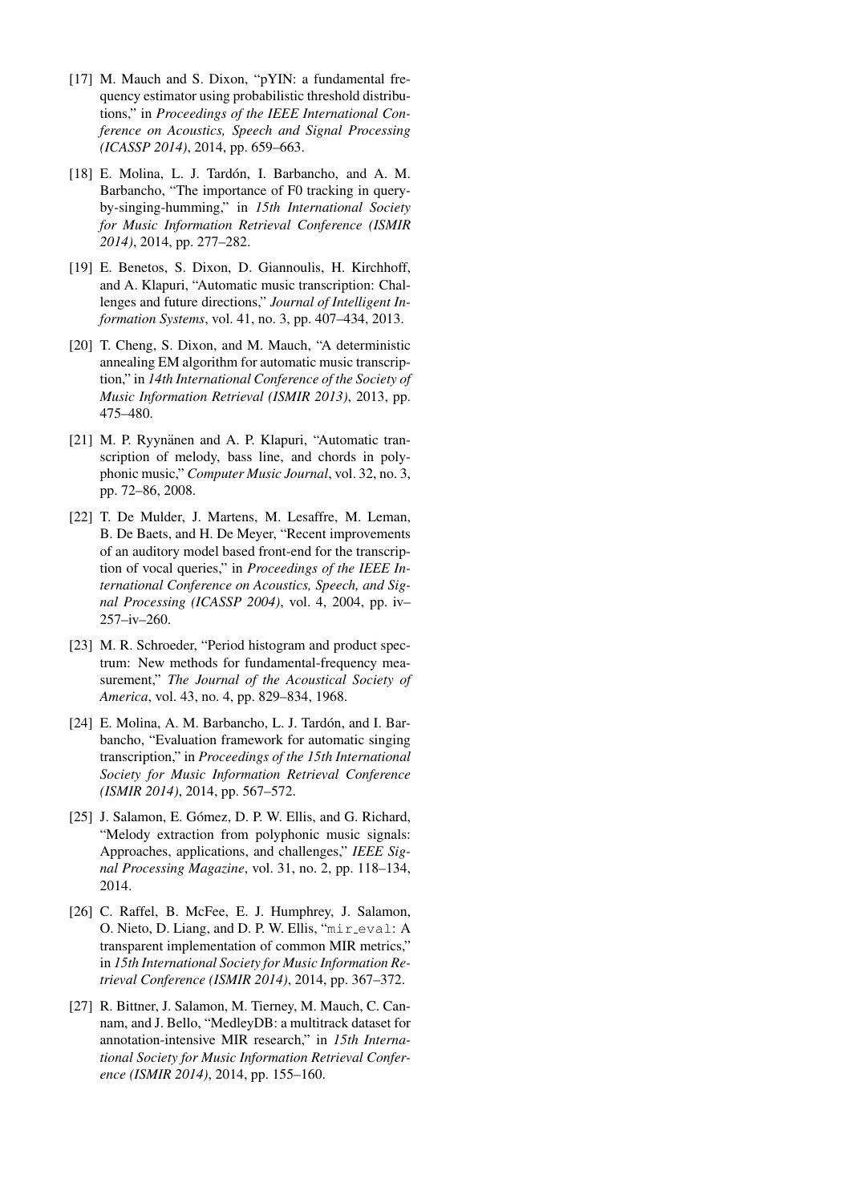[17] M. Mauch and S. Dixon, "pYIN: a fundamental frequency estimator using probabilistic threshold distributions," in *Proceedings of the IEEE International Conference on Acoustics, Speech and Signal Processing (ICASSP 2014)*, 2014, pp. 659–663.

[18] E. Molina, L. J. Tardón, I. Barbancho, and A. M. Barbancho, "The importance of F0 tracking in query-by-singing-humming," in *15th International Society for Music Information Retrieval Conference (ISMIR 2014)*, 2014, pp. 277–282.

[19] E. Benetos, S. Dixon, D. Giannoulis, H. Kirchhoff, and A. Klapuri, "Automatic music transcription: Challenges and future directions," *Journal of Intelligent Information Systems*, vol. 41, no. 3, pp. 407–434, 2013.

[20] T. Cheng, S. Dixon, and M. Mauch, "A deterministic annealing EM algorithm for automatic music transcription," in *14th International Conference of the Society of Music Information Retrieval (ISMIR 2013)*, 2013, pp. 475–480.

[21] M. P. Ryynänen and A. P. Klapuri, "Automatic transcription of melody, bass line, and chords in polyphonic music," *Computer Music Journal*, vol. 32, no. 3, pp. 72–86, 2008.

[22] T. De Mulder, J. Martens, M. Lesaffre, M. Leman, B. De Baets, and H. De Meyer, "Recent improvements of an auditory model based front-end for the transcription of vocal queries," in *Proceedings of the IEEE International Conference on Acoustics, Speech, and Signal Processing (ICASSP 2004)*, vol. 4, 2004, pp. iv–257–iv–260.

[23] M. R. Schroeder, "Period histogram and product spectrum: New methods for fundamental-frequency measurement," *The Journal of the Acoustical Society of America*, vol. 43, no. 4, pp. 829–834, 1968.

[24] E. Molina, A. M. Barbancho, L. J. Tardón, and I. Barbancho, "Evaluation framework for automatic singing transcription," in *Proceedings of the 15th International Society for Music Information Retrieval Conference (ISMIR 2014)*, 2014, pp. 567–572.

[25] J. Salamon, E. Gómez, D. P. W. Ellis, and G. Richard, "Melody extraction from polyphonic music signals: Approaches, applications, and challenges," *IEEE Signal Processing Magazine*, vol. 31, no. 2, pp. 118–134, 2014.

[26] C. Raffel, B. McFee, E. J. Humphrey, J. Salamon, O. Nieto, D. Liang, and D. P. W. Ellis, "`mir_eval`: A transparent implementation of common MIR metrics," in *15th International Society for Music Information Retrieval Conference (ISMIR 2014)*, 2014, pp. 367–372.

[27] R. Bittner, J. Salamon, M. Tierney, M. Mauch, C. Cannam, and J. Bello, "MedleyDB: a multitrack dataset for annotation-intensive MIR research," in *15th International Society for Music Information Retrieval Conference (ISMIR 2014)*, 2014, pp. 155–160.